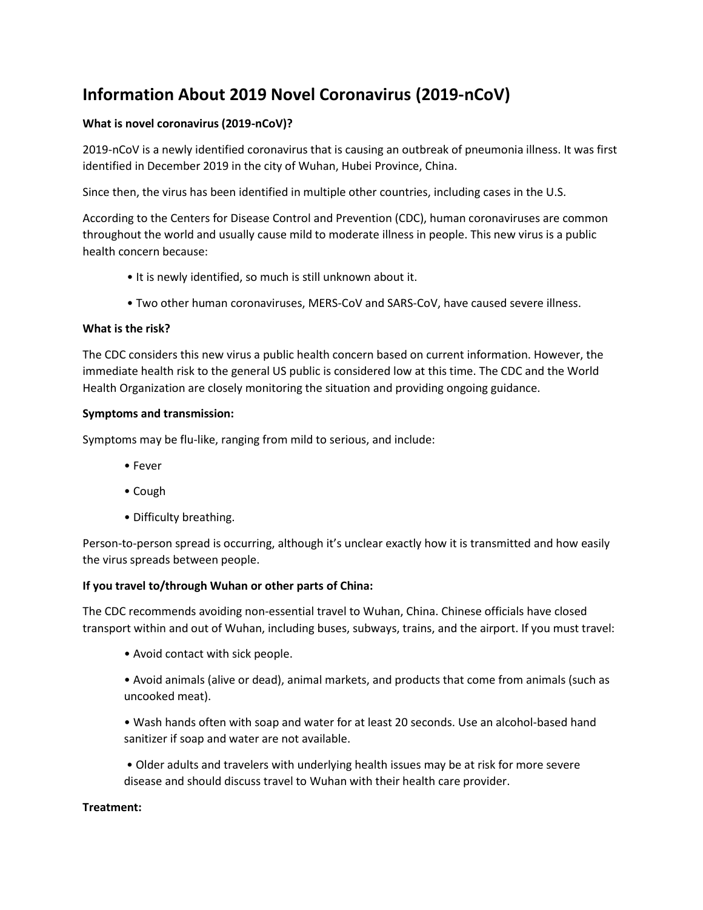# Information About 2019 Novel Coronavirus (2019-nCoV)

**What is novel coronavirus (2019-nCoV)?**

2019-nCoV is a newly identified coronavirus that is causing an outbreak of pneumonia illness. It was first identified in December 2019 in the city of Wuhan, Hubei Province, China.

Since then, the virus has been identified in multiple other countries, including cases in the U.S.

According to the Centers for Disease Control and Prevention (CDC), human coronaviruses are common throughout the world and usually cause mild to moderate illness in people. This new virus is a public health concern because:

- It is newly identified, so much is still unknown about it.
- Two other human coronaviruses, MERS-CoV and SARS-CoV, have caused severe illness.

**What is the risk?**

The CDC considers this new virus a public health concern based on current information. However, the immediate health risk to the general US public is considered low at this time. The CDC and the World Health Organization are closely monitoring the situation and providing ongoing guidance.

**Symptoms and transmission:**

Symptoms may be flu-like, ranging from mild to serious, and include:

- Fever
- Cough
- Difficulty breathing.

Person-to-person spread is occurring, although it's unclear exactly how it is transmitted and how easily the virus spreads between people.

**If you travel to/through Wuhan or other parts of China:**

The CDC recommends avoiding non-essential travel to Wuhan, China. Chinese officials have closed transport within and out of Wuhan, including buses, subways, trains, and the airport. If you must travel:

- Avoid contact with sick people.
- Avoid animals (alive or dead), animal markets, and products that come from animals (such as uncooked meat).
- Wash hands often with soap and water for at least 20 seconds. Use an alcohol-based hand sanitizer if soap and water are not available.
- Older adults and travelers with underlying health issues may be at risk for more severe disease and should discuss travel to Wuhan with their health care provider.

**Treatment:**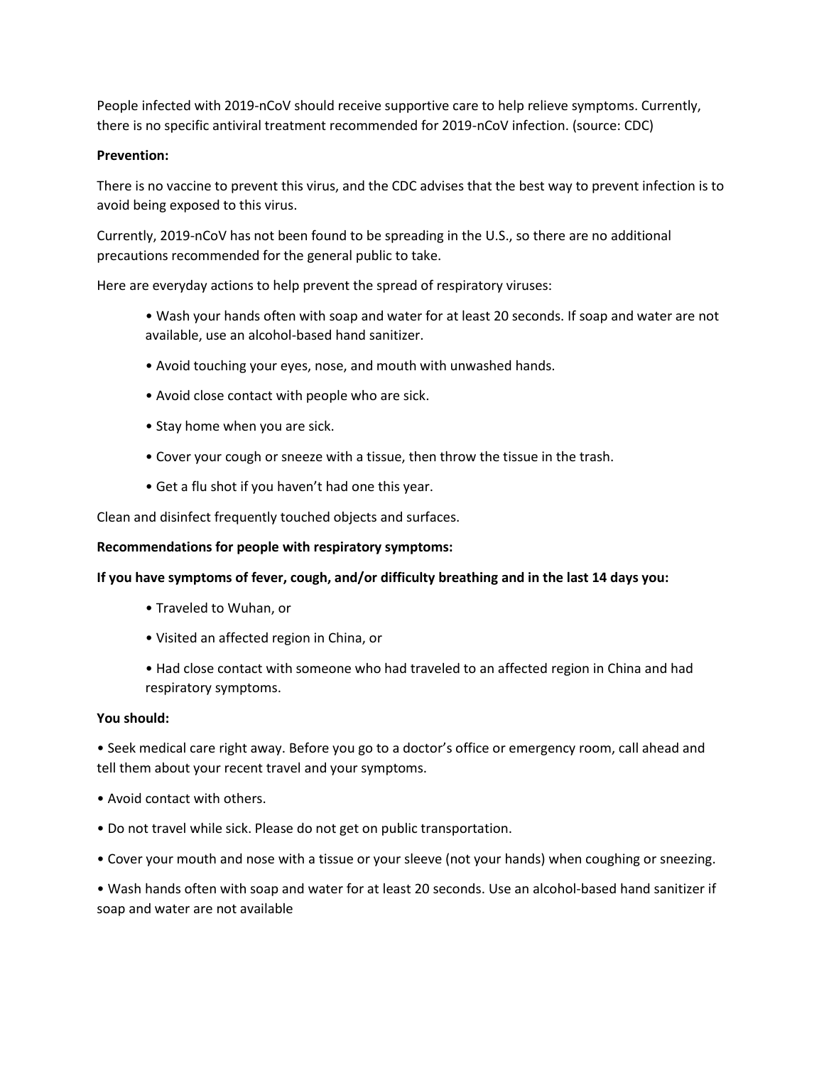People infected with 2019-nCoV should receive supportive care to help relieve symptoms. Currently, there is no specific antiviral treatment recommended for 2019-nCoV infection. (source: CDC)

**Prevention:**

There is no vaccine to prevent this virus, and the CDC advises that the best way to prevent infection is to avoid being exposed to this virus.

Currently, 2019-nCoV has not been found to be spreading in the U.S., so there are no additional precautions recommended for the general public to take.

Here are everyday actions to help prevent the spread of respiratory viruses:

- Wash your hands often with soap and water for at least 20 seconds. If soap and water are not available, use an alcohol-based hand sanitizer.
- Avoid touching your eyes, nose, and mouth with unwashed hands.
- Avoid close contact with people who are sick.
- Stay home when you are sick.
- Cover your cough or sneeze with a tissue, then throw the tissue in the trash.
- Get a flu shot if you haven't had one this year.

Clean and disinfect frequently touched objects and surfaces.

**Recommendations for people with respiratory symptoms:**

**If you have symptoms of fever, cough, and/or difficulty breathing and in the last 14 days you:**

- Traveled to Wuhan, or
- Visited an affected region in China, or
- Had close contact with someone who had traveled to an affected region in China and had respiratory symptoms.

**You should:**

- Seek medical care right away. Before you go to a doctor's office or emergency room, call ahead and tell them about your recent travel and your symptoms.
- Avoid contact with others.
- Do not travel while sick. Please do not get on public transportation.
- Cover your mouth and nose with a tissue or your sleeve (not your hands) when coughing or sneezing.
- Wash hands often with soap and water for at least 20 seconds. Use an alcohol-based hand sanitizer if soap and water are not available